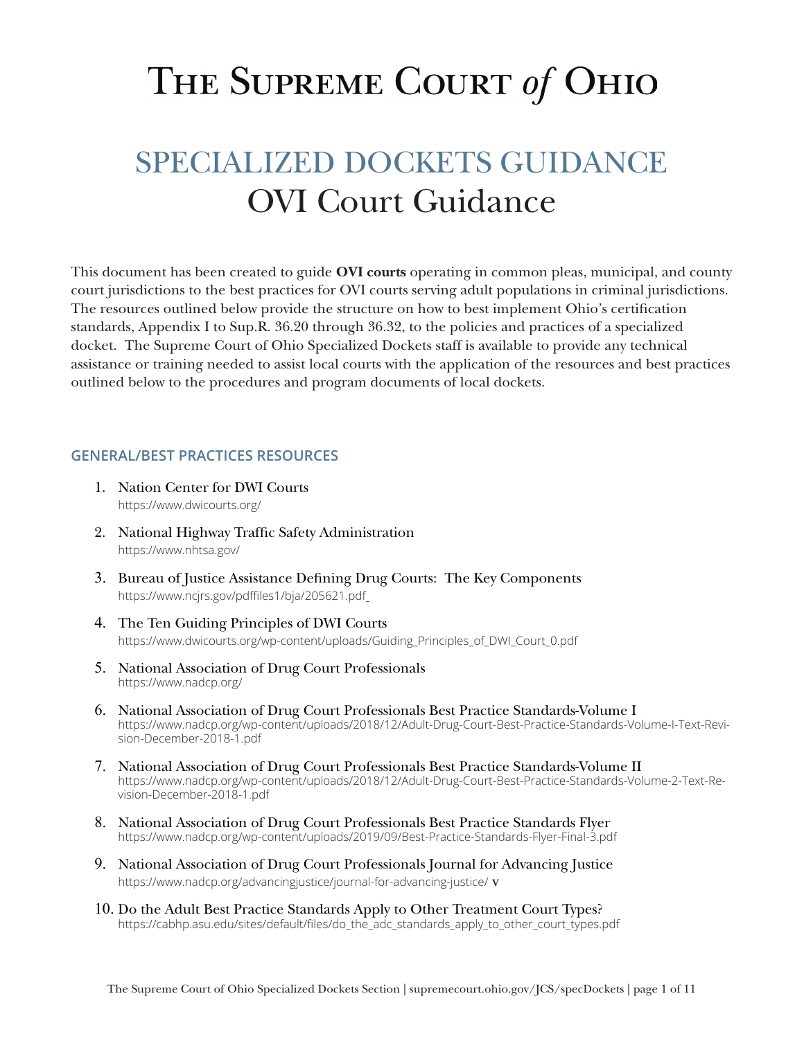# The Supreme Court *of* Ohio

## SPECIALIZED DOCKETS GUIDANCE
## OVI Court Guidance

This document has been created to guide **OVI courts** operating in common pleas, municipal, and county court jurisdictions to the best practices for OVI courts serving adult populations in criminal jurisdictions. The resources outlined below provide the structure on how to best implement Ohio's certification standards, Appendix I to Sup.R. 36.20 through 36.32, to the policies and practices of a specialized docket. The Supreme Court of Ohio Specialized Dockets staff is available to provide any technical assistance or training needed to assist local courts with the application of the resources and best practices outlined below to the procedures and program documents of local dockets.

### GENERAL/BEST PRACTICES RESOURCES

1. Nation Center for DWI Courts
   https://www.dwicourts.org/
2. National Highway Traffic Safety Administration
   https://www.nhtsa.gov/
3. Bureau of Justice Assistance Defining Drug Courts: The Key Components
   https://www.ncjrs.gov/pdffiles1/bja/205621.pdf
4. The Ten Guiding Principles of DWI Courts
   https://www.dwicourts.org/wp-content/uploads/Guiding_Principles_of_DWI_Court_0.pdf
5. National Association of Drug Court Professionals
   https://www.nadcp.org/
6. National Association of Drug Court Professionals Best Practice Standards-Volume I
   https://www.nadcp.org/wp-content/uploads/2018/12/Adult-Drug-Court-Best-Practice-Standards-Volume-I-Text-Revision-December-2018-1.pdf
7. National Association of Drug Court Professionals Best Practice Standards-Volume II
   https://www.nadcp.org/wp-content/uploads/2018/12/Adult-Drug-Court-Best-Practice-Standards-Volume-2-Text-Revision-December-2018-1.pdf
8. National Association of Drug Court Professionals Best Practice Standards Flyer
   https://www.nadcp.org/wp-content/uploads/2019/09/Best-Practice-Standards-Flyer-Final-3.pdf
9. National Association of Drug Court Professionals Journal for Advancing Justice
   https://www.nadcp.org/advancingjustice/journal-for-advancing-justice/ v
10. Do the Adult Best Practice Standards Apply to Other Treatment Court Types?
    https://cabhp.asu.edu/sites/default/files/do_the_adc_standards_apply_to_other_court_types.pdf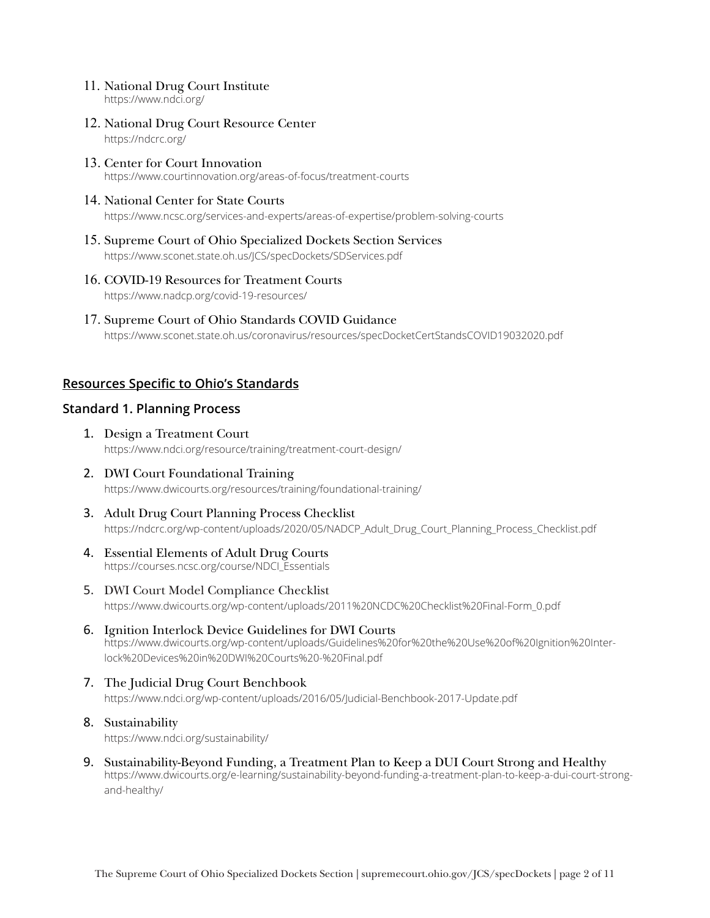11. National Drug Court Institute
    https://www.ndci.org/

12. National Drug Court Resource Center
    https://ndcrc.org/

13. Center for Court Innovation
    https://www.courtinnovation.org/areas-of-focus/treatment-courts

14. National Center for State Courts
    https://www.ncsc.org/services-and-experts/areas-of-expertise/problem-solving-courts

15. Supreme Court of Ohio Specialized Dockets Section Services
    https://www.sconet.state.oh.us/JCS/specDockets/SDServices.pdf

16. COVID-19 Resources for Treatment Courts
    https://www.nadcp.org/covid-19-resources/

17. Supreme Court of Ohio Standards COVID Guidance
    https://www.sconet.state.oh.us/coronavirus/resources/specDocketCertStandsCOVID19032020.pdf

## Resources Specific to Ohio's Standards

### Standard 1. Planning Process

1. Design a Treatment Court
   https://www.ndci.org/resource/training/treatment-court-design/

2. DWI Court Foundational Training
   https://www.dwicourts.org/resources/training/foundational-training/

3. Adult Drug Court Planning Process Checklist
   https://ndcrc.org/wp-content/uploads/2020/05/NADCP_Adult_Drug_Court_Planning_Process_Checklist.pdf

4. Essential Elements of Adult Drug Courts
   https://courses.ncsc.org/course/NDCI_Essentials

5. DWI Court Model Compliance Checklist
   https://www.dwicourts.org/wp-content/uploads/2011%20NCDC%20Checklist%20Final-Form_0.pdf

6. Ignition Interlock Device Guidelines for DWI Courts
   https://www.dwicourts.org/wp-content/uploads/Guidelines%20for%20the%20Use%20of%20Ignition%20Interlock%20Devices%20in%20DWI%20Courts%20-%20Final.pdf

7. The Judicial Drug Court Benchbook
   https://www.ndci.org/wp-content/uploads/2016/05/Judicial-Benchbook-2017-Update.pdf

8. Sustainability
   https://www.ndci.org/sustainability/

9. Sustainability-Beyond Funding, a Treatment Plan to Keep a DUI Court Strong and Healthy
   https://www.dwicourts.org/e-learning/sustainability-beyond-funding-a-treatment-plan-to-keep-a-dui-court-strong-and-healthy/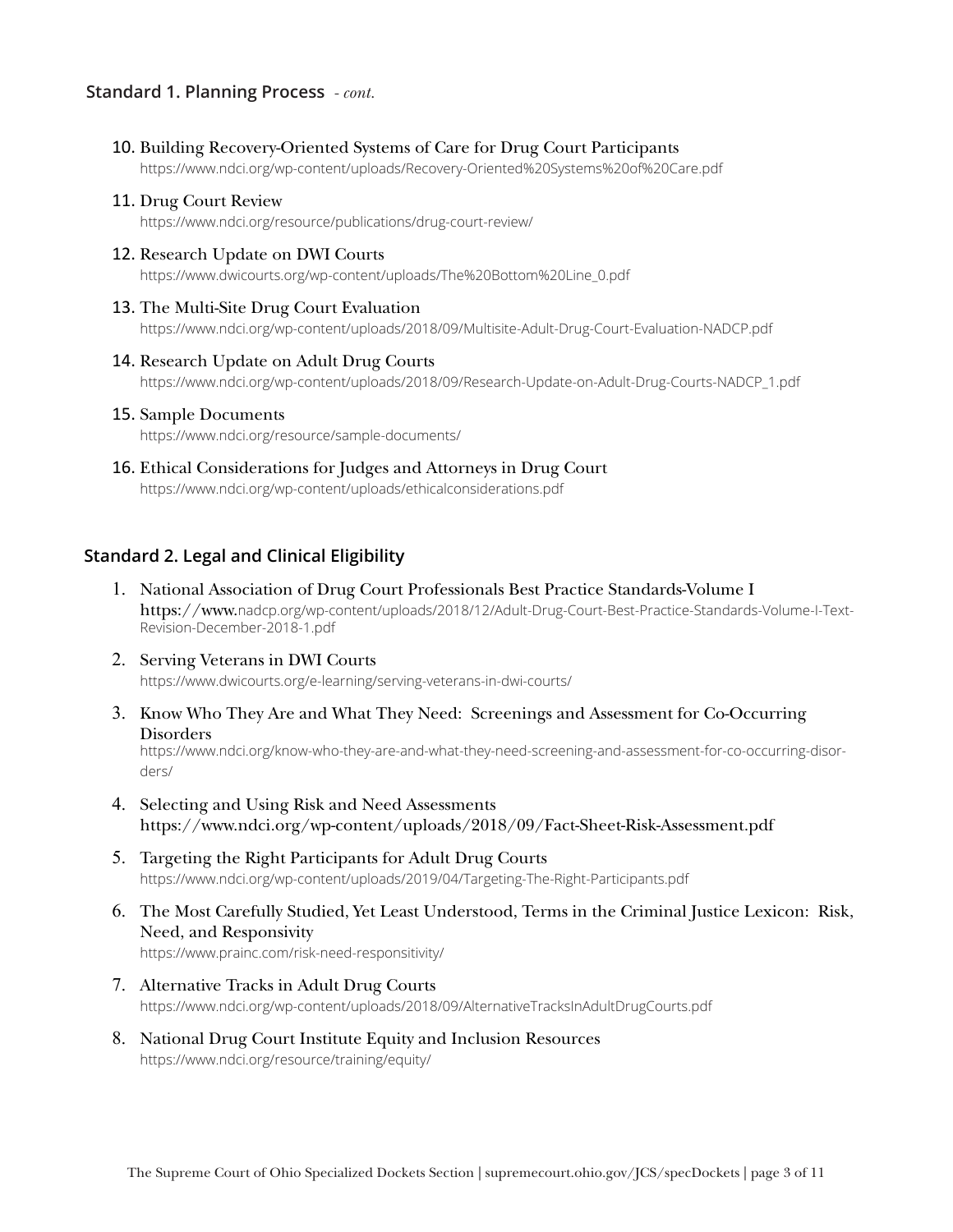## Standard 1. Planning Process *- cont.*

10. Building Recovery-Oriented Systems of Care for Drug Court Participants
https://www.ndci.org/wp-content/uploads/Recovery-Oriented%20Systems%20of%20Care.pdf
11. Drug Court Review
https://www.ndci.org/resource/publications/drug-court-review/
12. Research Update on DWI Courts
https://www.dwicourts.org/wp-content/uploads/The%20Bottom%20Line_0.pdf
13. The Multi-Site Drug Court Evaluation
https://www.ndci.org/wp-content/uploads/2018/09/Multisite-Adult-Drug-Court-Evaluation-NADCP.pdf
14. Research Update on Adult Drug Courts
https://www.ndci.org/wp-content/uploads/2018/09/Research-Update-on-Adult-Drug-Courts-NADCP_1.pdf
15. Sample Documents
https://www.ndci.org/resource/sample-documents/
16. Ethical Considerations for Judges and Attorneys in Drug Court
https://www.ndci.org/wp-content/uploads/ethicalconsiderations.pdf

## Standard 2. Legal and Clinical Eligibility

1. National Association of Drug Court Professionals Best Practice Standards-Volume I
https://www.nadcp.org/wp-content/uploads/2018/12/Adult-Drug-Court-Best-Practice-Standards-Volume-I-Text-Revision-December-2018-1.pdf
2. Serving Veterans in DWI Courts
https://www.dwicourts.org/e-learning/serving-veterans-in-dwi-courts/
3. Know Who They Are and What They Need: Screenings and Assessment for Co-Occurring Disorders
https://www.ndci.org/know-who-they-are-and-what-they-need-screening-and-assessment-for-co-occurring-disorders/
4. Selecting and Using Risk and Need Assessments
https://www.ndci.org/wp-content/uploads/2018/09/Fact-Sheet-Risk-Assessment.pdf
5. Targeting the Right Participants for Adult Drug Courts
https://www.ndci.org/wp-content/uploads/2019/04/Targeting-The-Right-Participants.pdf
6. The Most Carefully Studied, Yet Least Understood, Terms in the Criminal Justice Lexicon: Risk, Need, and Responsivity
https://www.prainc.com/risk-need-responsitivity/
7. Alternative Tracks in Adult Drug Courts
https://www.ndci.org/wp-content/uploads/2018/09/AlternativeTracksInAdultDrugCourts.pdf
8. National Drug Court Institute Equity and Inclusion Resources
https://www.ndci.org/resource/training/equity/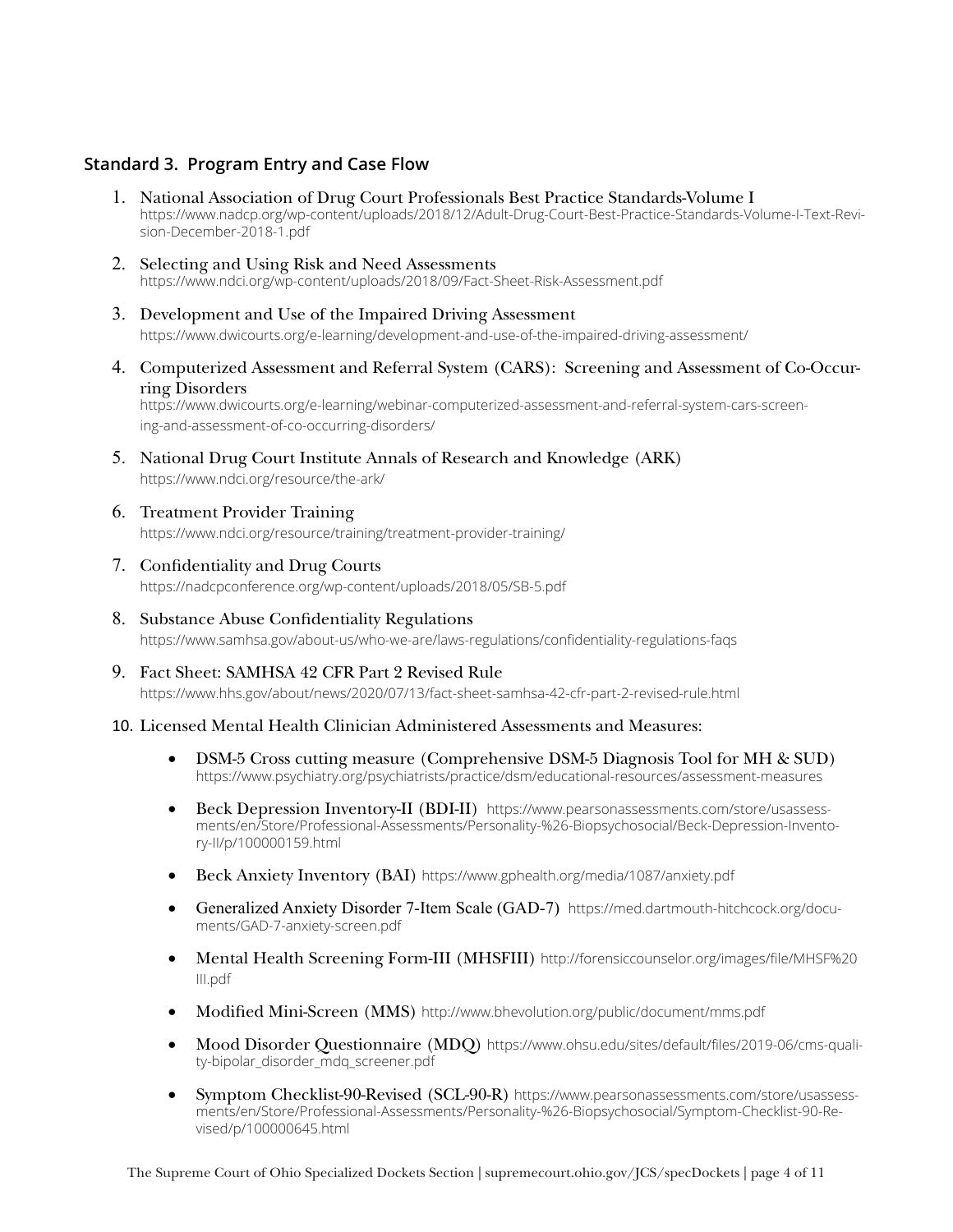### Standard 3. Program Entry and Case Flow

1. National Association of Drug Court Professionals Best Practice Standards-Volume I
   https://www.nadcp.org/wp-content/uploads/2018/12/Adult-Drug-Court-Best-Practice-Standards-Volume-I-Text-Revision-December-2018-1.pdf
2. Selecting and Using Risk and Need Assessments
   https://www.ndci.org/wp-content/uploads/2018/09/Fact-Sheet-Risk-Assessment.pdf
3. Development and Use of the Impaired Driving Assessment
   https://www.dwicourts.org/e-learning/development-and-use-of-the-impaired-driving-assessment/
4. Computerized Assessment and Referral System (CARS): Screening and Assessment of Co-Occurring Disorders
   https://www.dwicourts.org/e-learning/webinar-computerized-assessment-and-referral-system-cars-screening-and-assessment-of-co-occurring-disorders/
5. National Drug Court Institute Annals of Research and Knowledge (ARK)
   https://www.ndci.org/resource/the-ark/
6. Treatment Provider Training
   https://www.ndci.org/resource/training/treatment-provider-training/
7. Confidentiality and Drug Courts
   https://nadcpconference.org/wp-content/uploads/2018/05/SB-5.pdf
8. Substance Abuse Confidentiality Regulations
   https://www.samhsa.gov/about-us/who-we-are/laws-regulations/confidentiality-regulations-faqs
9. Fact Sheet: SAMHSA 42 CFR Part 2 Revised Rule
   https://www.hhs.gov/about/news/2020/07/13/fact-sheet-samhsa-42-cfr-part-2-revised-rule.html
10. Licensed Mental Health Clinician Administered Assessments and Measures:
    - DSM-5 Cross cutting measure (Comprehensive DSM-5 Diagnosis Tool for MH & SUD) https://www.psychiatry.org/psychiatrists/practice/dsm/educational-resources/assessment-measures
    - Beck Depression Inventory-II (BDI-II) https://www.pearsonassessments.com/store/usassessments/en/Store/Professional-Assessments/Personality-%26-Biopsychosocial/Beck-Depression-Inventory-II/p/100000159.html
    - Beck Anxiety Inventory (BAI) https://www.gphealth.org/media/1087/anxiety.pdf
    - Generalized Anxiety Disorder 7-Item Scale (GAD-7) https://med.dartmouth-hitchcock.org/documents/GAD-7-anxiety-screen.pdf
    - Mental Health Screening Form-III (MHSFIII) http://forensiccounselor.org/images/file/MHSF%20III.pdf
    - Modified Mini-Screen (MMS) http://www.bhevolution.org/public/document/mms.pdf
    - Mood Disorder Questionnaire (MDQ) https://www.ohsu.edu/sites/default/files/2019-06/cms-quality-bipolar_disorder_mdq_screener.pdf
    - Symptom Checklist-90-Revised (SCL-90-R) https://www.pearsonassessments.com/store/usassessments/en/Store/Professional-Assessments/Personality-%26-Biopsychosocial/Symptom-Checklist-90-Revised/p/100000645.html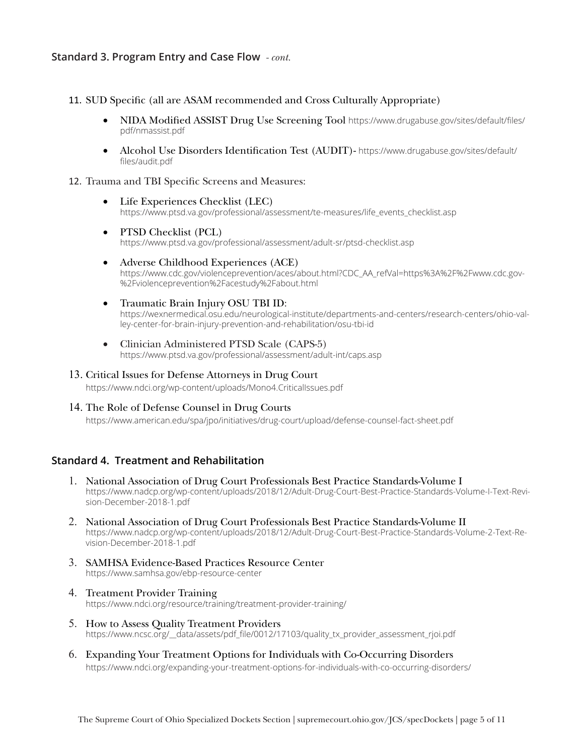### Standard 3. Program Entry and Case Flow *- cont.*

11. SUD Specific (all are ASAM recommended and Cross Culturally Appropriate)
    - NIDA Modified ASSIST Drug Use Screening Tool https://www.drugabuse.gov/sites/default/files/pdf/nmassist.pdf
    - Alcohol Use Disorders Identification Test (AUDIT)- https://www.drugabuse.gov/sites/default/files/audit.pdf
12. Trauma and TBI Specific Screens and Measures:
    - Life Experiences Checklist (LEC) https://www.ptsd.va.gov/professional/assessment/te-measures/life_events_checklist.asp
    - PTSD Checklist (PCL) https://www.ptsd.va.gov/professional/assessment/adult-sr/ptsd-checklist.asp
    - Adverse Childhood Experiences (ACE) https://www.cdc.gov/violenceprevention/aces/about.html?CDC_AA_refVal=https%3A%2F%2Fwww.cdc.gov%2Fviolenceprevention%2Facestudy%2Fabout.html
    - Traumatic Brain Injury OSU TBI ID: https://wexnermedical.osu.edu/neurological-institute/departments-and-centers/research-centers/ohio-valley-center-for-brain-injury-prevention-and-rehabilitation/osu-tbi-id
    - Clinician Administered PTSD Scale (CAPS-5) https://www.ptsd.va.gov/professional/assessment/adult-int/caps.asp
13. Critical Issues for Defense Attorneys in Drug Court https://www.ndci.org/wp-content/uploads/Mono4.CriticalIssues.pdf
14. The Role of Defense Counsel in Drug Courts https://www.american.edu/spa/jpo/initiatives/drug-court/upload/defense-counsel-fact-sheet.pdf

### Standard 4. Treatment and Rehabilitation

1. National Association of Drug Court Professionals Best Practice Standards-Volume I https://www.nadcp.org/wp-content/uploads/2018/12/Adult-Drug-Court-Best-Practice-Standards-Volume-I-Text-Revision-December-2018-1.pdf
2. National Association of Drug Court Professionals Best Practice Standards-Volume II https://www.nadcp.org/wp-content/uploads/2018/12/Adult-Drug-Court-Best-Practice-Standards-Volume-2-Text-Revision-December-2018-1.pdf
3. SAMHSA Evidence-Based Practices Resource Center https://www.samhsa.gov/ebp-resource-center
4. Treatment Provider Training https://www.ndci.org/resource/training/treatment-provider-training/
5. How to Assess Quality Treatment Providers https://www.ncsc.org/__data/assets/pdf_file/0012/17103/quality_tx_provider_assessment_rjoi.pdf
6. Expanding Your Treatment Options for Individuals with Co-Occurring Disorders https://www.ndci.org/expanding-your-treatment-options-for-individuals-with-co-occurring-disorders/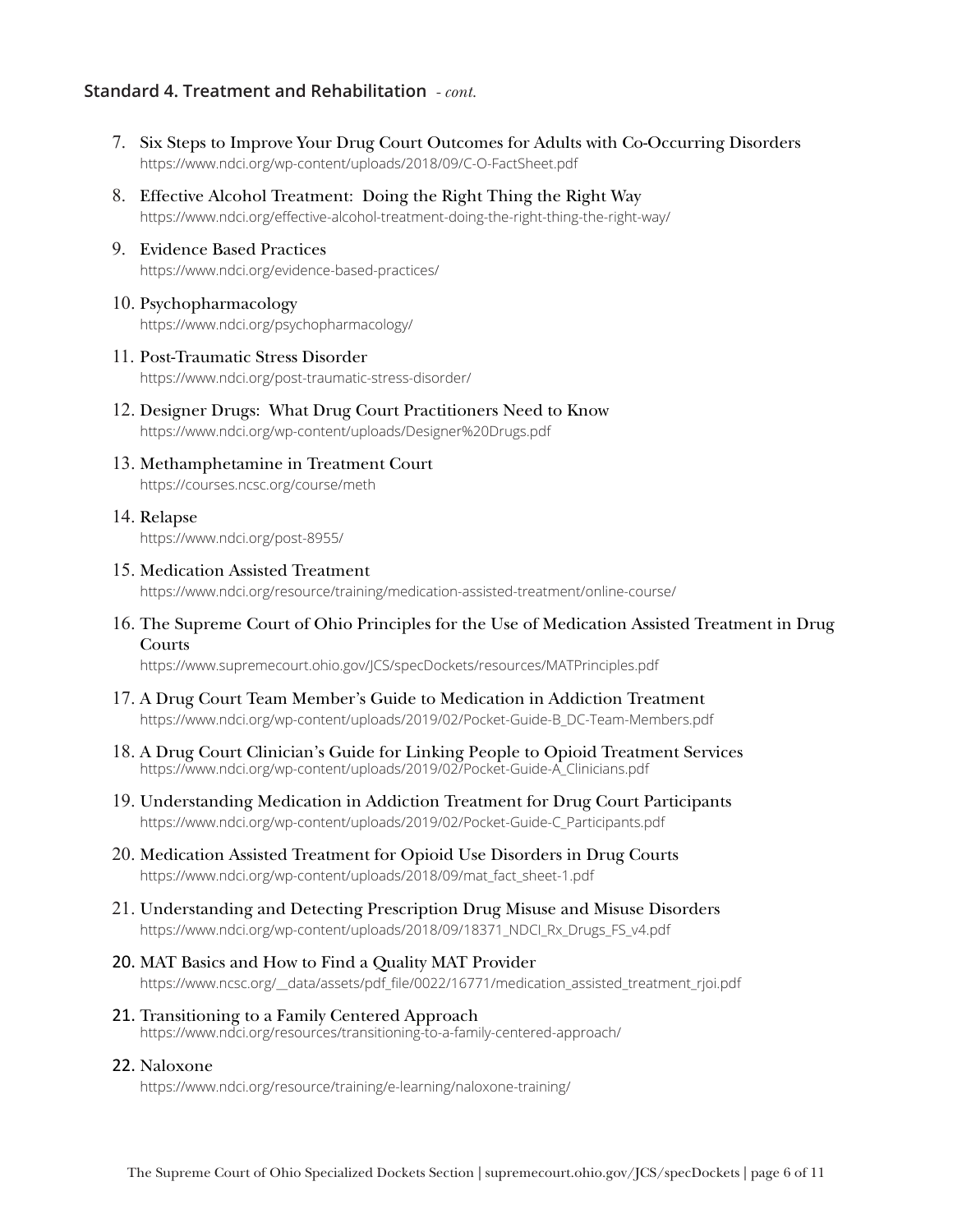### Standard 4. Treatment and Rehabilitation *- cont.*

7. Six Steps to Improve Your Drug Court Outcomes for Adults with Co-Occurring Disorders
   https://www.ndci.org/wp-content/uploads/2018/09/C-O-FactSheet.pdf

8. Effective Alcohol Treatment: Doing the Right Thing the Right Way
   https://www.ndci.org/effective-alcohol-treatment-doing-the-right-thing-the-right-way/

9. Evidence Based Practices
   https://www.ndci.org/evidence-based-practices/

10. Psychopharmacology
    https://www.ndci.org/psychopharmacology/

11. Post-Traumatic Stress Disorder
    https://www.ndci.org/post-traumatic-stress-disorder/

12. Designer Drugs: What Drug Court Practitioners Need to Know
    https://www.ndci.org/wp-content/uploads/Designer%20Drugs.pdf

13. Methamphetamine in Treatment Court
    https://courses.ncsc.org/course/meth

14. Relapse
    https://www.ndci.org/post-8955/

15. Medication Assisted Treatment
    https://www.ndci.org/resource/training/medication-assisted-treatment/online-course/

16. The Supreme Court of Ohio Principles for the Use of Medication Assisted Treatment in Drug Courts
    https://www.supremecourt.ohio.gov/JCS/specDockets/resources/MATPrinciples.pdf

17. A Drug Court Team Member's Guide to Medication in Addiction Treatment
    https://www.ndci.org/wp-content/uploads/2019/02/Pocket-Guide-B_DC-Team-Members.pdf

18. A Drug Court Clinician's Guide for Linking People to Opioid Treatment Services
    https://www.ndci.org/wp-content/uploads/2019/02/Pocket-Guide-A_Clinicians.pdf

19. Understanding Medication in Addiction Treatment for Drug Court Participants
    https://www.ndci.org/wp-content/uploads/2019/02/Pocket-Guide-C_Participants.pdf

20. Medication Assisted Treatment for Opioid Use Disorders in Drug Courts
    https://www.ndci.org/wp-content/uploads/2018/09/mat_fact_sheet-1.pdf

21. Understanding and Detecting Prescription Drug Misuse and Misuse Disorders
    https://www.ndci.org/wp-content/uploads/2018/09/18371_NDCI_Rx_Drugs_FS_v4.pdf

20. MAT Basics and How to Find a Quality MAT Provider
    https://www.ncsc.org/__data/assets/pdf_file/0022/16771/medication_assisted_treatment_rjoi.pdf

21. Transitioning to a Family Centered Approach
    https://www.ndci.org/resources/transitioning-to-a-family-centered-approach/

22. Naloxone
    https://www.ndci.org/resource/training/e-learning/naloxone-training/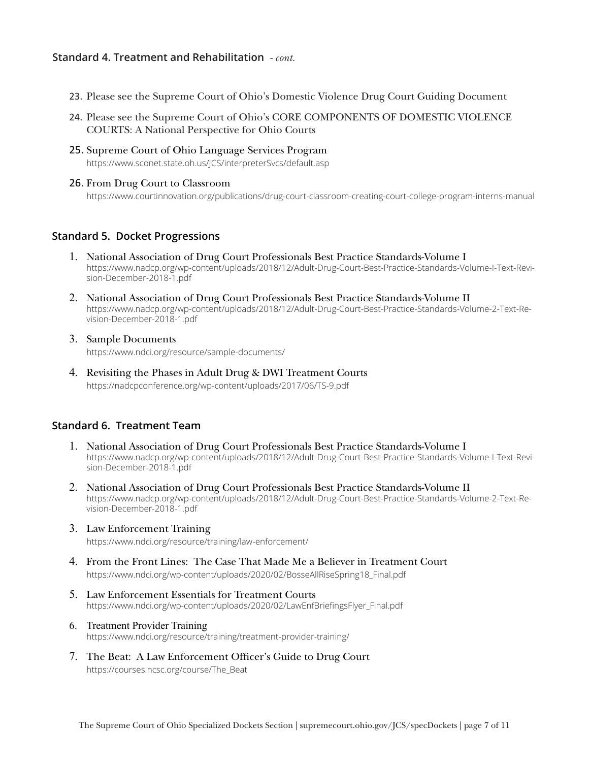### Standard 4. Treatment and Rehabilitation *- cont.*

23. Please see the Supreme Court of Ohio's Domestic Violence Drug Court Guiding Document
24. Please see the Supreme Court of Ohio's CORE COMPONENTS OF DOMESTIC VIOLENCE COURTS: A National Perspective for Ohio Courts
25. Supreme Court of Ohio Language Services Program
    https://www.sconet.state.oh.us/JCS/interpreterSvcs/default.asp
26. From Drug Court to Classroom
    https://www.courtinnovation.org/publications/drug-court-classroom-creating-court-college-program-interns-manual

### Standard 5. Docket Progressions

1. National Association of Drug Court Professionals Best Practice Standards-Volume I
   https://www.nadcp.org/wp-content/uploads/2018/12/Adult-Drug-Court-Best-Practice-Standards-Volume-I-Text-Revision-December-2018-1.pdf
2. National Association of Drug Court Professionals Best Practice Standards-Volume II
   https://www.nadcp.org/wp-content/uploads/2018/12/Adult-Drug-Court-Best-Practice-Standards-Volume-2-Text-Revision-December-2018-1.pdf
3. Sample Documents
   https://www.ndci.org/resource/sample-documents/
4. Revisiting the Phases in Adult Drug & DWI Treatment Courts
   https://nadcpconference.org/wp-content/uploads/2017/06/TS-9.pdf

### Standard 6. Treatment Team

1. National Association of Drug Court Professionals Best Practice Standards-Volume I
   https://www.nadcp.org/wp-content/uploads/2018/12/Adult-Drug-Court-Best-Practice-Standards-Volume-I-Text-Revision-December-2018-1.pdf
2. National Association of Drug Court Professionals Best Practice Standards-Volume II
   https://www.nadcp.org/wp-content/uploads/2018/12/Adult-Drug-Court-Best-Practice-Standards-Volume-2-Text-Revision-December-2018-1.pdf
3. Law Enforcement Training
   https://www.ndci.org/resource/training/law-enforcement/
4. From the Front Lines: The Case That Made Me a Believer in Treatment Court
   https://www.ndci.org/wp-content/uploads/2020/02/BosseAllRiseSpring18_Final.pdf
5. Law Enforcement Essentials for Treatment Courts
   https://www.ndci.org/wp-content/uploads/2020/02/LawEnfBriefingsFlyer_Final.pdf
6. Treatment Provider Training
   https://www.ndci.org/resource/training/treatment-provider-training/
7. The Beat: A Law Enforcement Officer's Guide to Drug Court
   https://courses.ncsc.org/course/The_Beat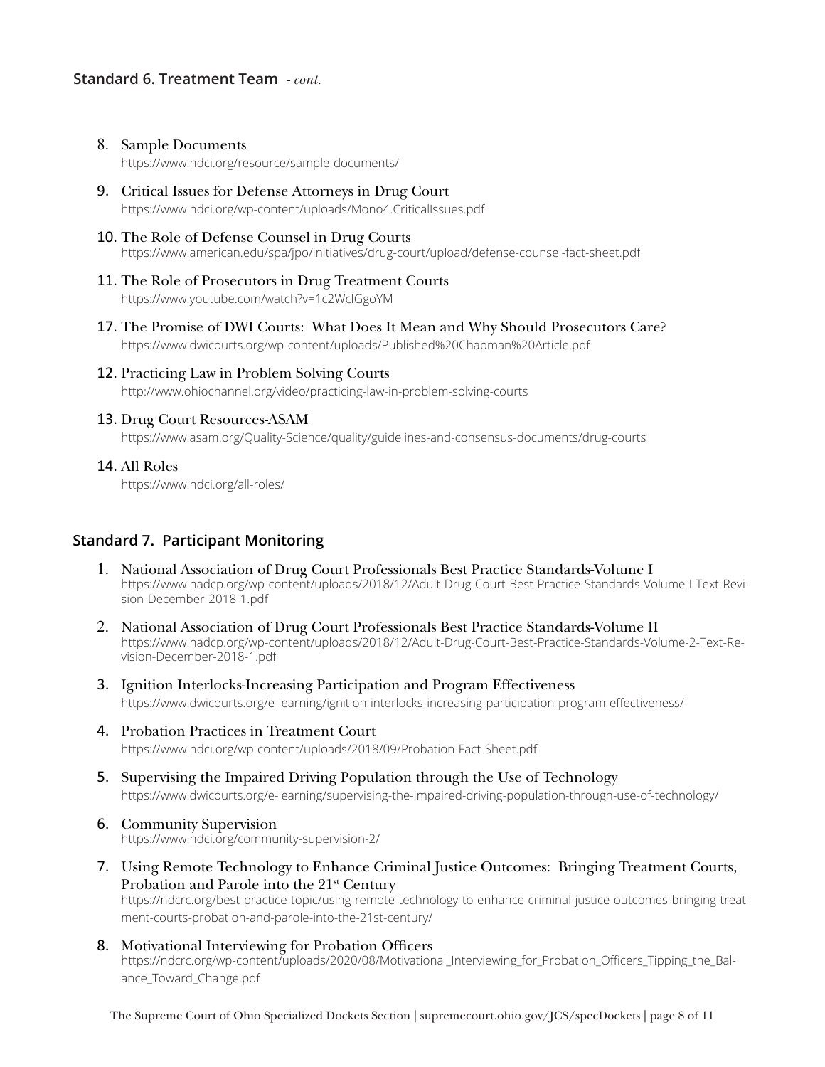### Standard 6. Treatment Team *- cont.*

8. Sample Documents
   https://www.ndci.org/resource/sample-documents/

9. Critical Issues for Defense Attorneys in Drug Court
   https://www.ndci.org/wp-content/uploads/Mono4.CriticalIssues.pdf

10. The Role of Defense Counsel in Drug Courts
    https://www.american.edu/spa/jpo/initiatives/drug-court/upload/defense-counsel-fact-sheet.pdf

11. The Role of Prosecutors in Drug Treatment Courts
    https://www.youtube.com/watch?v=1c2WcIGgoYM

17. The Promise of DWI Courts: What Does It Mean and Why Should Prosecutors Care?
    https://www.dwicourts.org/wp-content/uploads/Published%20Chapman%20Article.pdf

12. Practicing Law in Problem Solving Courts
    http://www.ohiochannel.org/video/practicing-law-in-problem-solving-courts

13. Drug Court Resources-ASAM
    https://www.asam.org/Quality-Science/quality/guidelines-and-consensus-documents/drug-courts

14. All Roles
    https://www.ndci.org/all-roles/

### Standard 7. Participant Monitoring

1. National Association of Drug Court Professionals Best Practice Standards-Volume I
   https://www.nadcp.org/wp-content/uploads/2018/12/Adult-Drug-Court-Best-Practice-Standards-Volume-I-Text-Revision-December-2018-1.pdf

2. National Association of Drug Court Professionals Best Practice Standards-Volume II
   https://www.nadcp.org/wp-content/uploads/2018/12/Adult-Drug-Court-Best-Practice-Standards-Volume-2-Text-Revision-December-2018-1.pdf

3. Ignition Interlocks-Increasing Participation and Program Effectiveness
   https://www.dwicourts.org/e-learning/ignition-interlocks-increasing-participation-program-effectiveness/

4. Probation Practices in Treatment Court
   https://www.ndci.org/wp-content/uploads/2018/09/Probation-Fact-Sheet.pdf

5. Supervising the Impaired Driving Population through the Use of Technology
   https://www.dwicourts.org/e-learning/supervising-the-impaired-driving-population-through-use-of-technology/

6. Community Supervision
   https://www.ndci.org/community-supervision-2/

7. Using Remote Technology to Enhance Criminal Justice Outcomes: Bringing Treatment Courts, Probation and Parole into the 21st Century
   https://ndcrc.org/best-practice-topic/using-remote-technology-to-enhance-criminal-justice-outcomes-bringing-treatment-courts-probation-and-parole-into-the-21st-century/

8. Motivational Interviewing for Probation Officers
   https://ndcrc.org/wp-content/uploads/2020/08/Motivational_Interviewing_for_Probation_Officers_Tipping_the_Balance_Toward_Change.pdf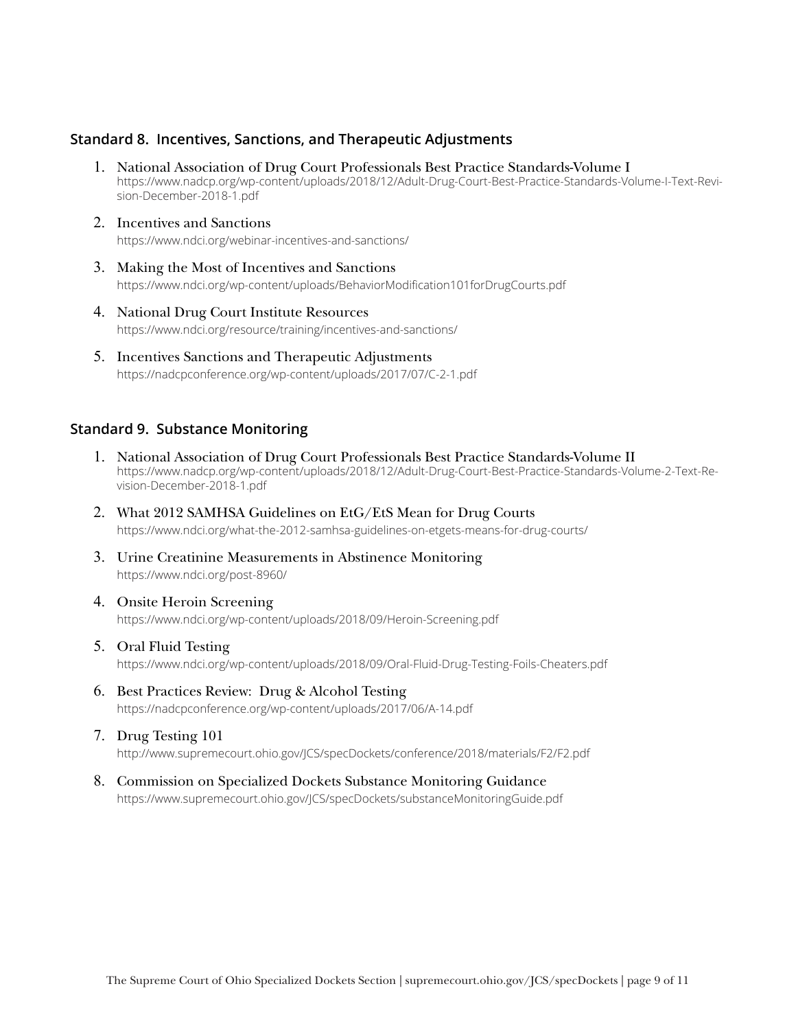### Standard 8. Incentives, Sanctions, and Therapeutic Adjustments

1. National Association of Drug Court Professionals Best Practice Standards-Volume I
   https://www.nadcp.org/wp-content/uploads/2018/12/Adult-Drug-Court-Best-Practice-Standards-Volume-I-Text-Revision-December-2018-1.pdf
2. Incentives and Sanctions
   https://www.ndci.org/webinar-incentives-and-sanctions/
3. Making the Most of Incentives and Sanctions
   https://www.ndci.org/wp-content/uploads/BehaviorModification101forDrugCourts.pdf
4. National Drug Court Institute Resources
   https://www.ndci.org/resource/training/incentives-and-sanctions/
5. Incentives Sanctions and Therapeutic Adjustments
   https://nadcpconference.org/wp-content/uploads/2017/07/C-2-1.pdf

### Standard 9. Substance Monitoring

1. National Association of Drug Court Professionals Best Practice Standards-Volume II
   https://www.nadcp.org/wp-content/uploads/2018/12/Adult-Drug-Court-Best-Practice-Standards-Volume-2-Text-Revision-December-2018-1.pdf
2. What 2012 SAMHSA Guidelines on EtG/EtS Mean for Drug Courts
   https://www.ndci.org/what-the-2012-samhsa-guidelines-on-etgets-means-for-drug-courts/
3. Urine Creatinine Measurements in Abstinence Monitoring
   https://www.ndci.org/post-8960/
4. Onsite Heroin Screening
   https://www.ndci.org/wp-content/uploads/2018/09/Heroin-Screening.pdf
5. Oral Fluid Testing
   https://www.ndci.org/wp-content/uploads/2018/09/Oral-Fluid-Drug-Testing-Foils-Cheaters.pdf
6. Best Practices Review: Drug & Alcohol Testing
   https://nadcpconference.org/wp-content/uploads/2017/06/A-14.pdf
7. Drug Testing 101
   http://www.supremecourt.ohio.gov/JCS/specDockets/conference/2018/materials/F2/F2.pdf
8. Commission on Specialized Dockets Substance Monitoring Guidance
   https://www.supremecourt.ohio.gov/JCS/specDockets/substanceMonitoringGuide.pdf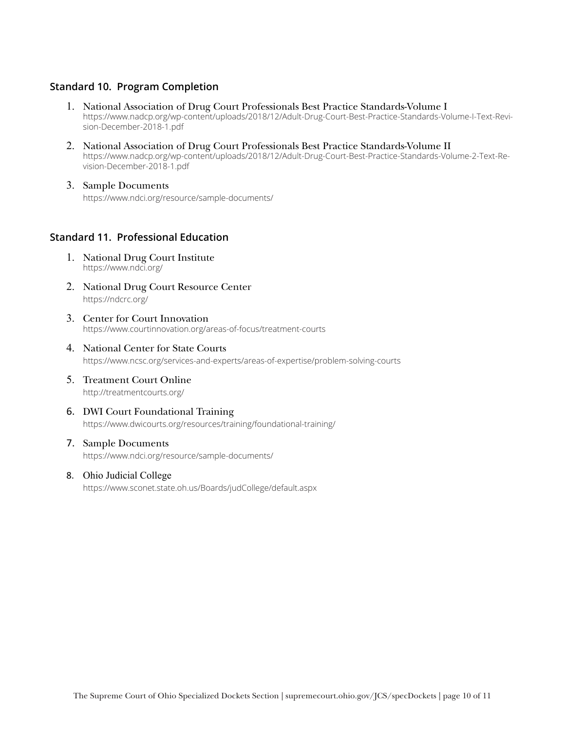### Standard 10. Program Completion

1. National Association of Drug Court Professionals Best Practice Standards-Volume I
   https://www.nadcp.org/wp-content/uploads/2018/12/Adult-Drug-Court-Best-Practice-Standards-Volume-I-Text-Revision-December-2018-1.pdf
2. National Association of Drug Court Professionals Best Practice Standards-Volume II
   https://www.nadcp.org/wp-content/uploads/2018/12/Adult-Drug-Court-Best-Practice-Standards-Volume-2-Text-Revision-December-2018-1.pdf
3. Sample Documents
   https://www.ndci.org/resource/sample-documents/

### Standard 11. Professional Education

1. National Drug Court Institute
   https://www.ndci.org/
2. National Drug Court Resource Center
   https://ndcrc.org/
3. Center for Court Innovation
   https://www.courtinnovation.org/areas-of-focus/treatment-courts
4. National Center for State Courts
   https://www.ncsc.org/services-and-experts/areas-of-expertise/problem-solving-courts
5. Treatment Court Online
   http://treatmentcourts.org/
6. DWI Court Foundational Training
   https://www.dwicourts.org/resources/training/foundational-training/
7. Sample Documents
   https://www.ndci.org/resource/sample-documents/
8. Ohio Judicial College
   https://www.sconet.state.oh.us/Boards/judCollege/default.aspx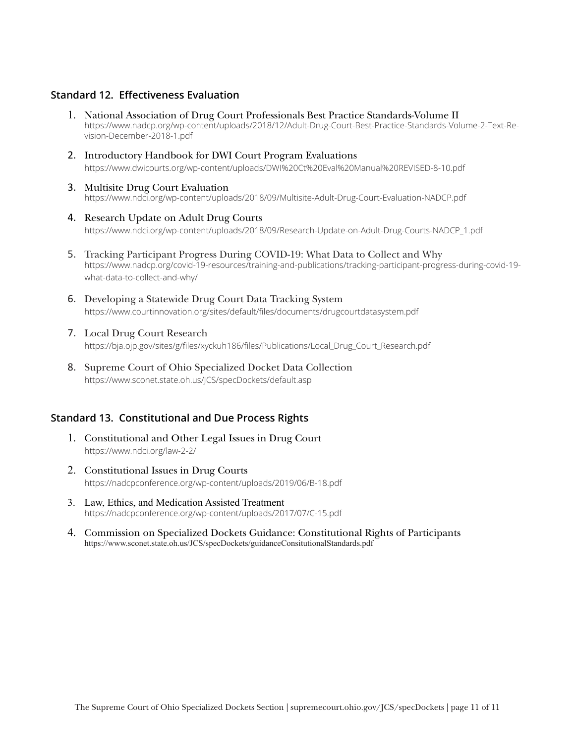## Standard 12. Effectiveness Evaluation

1. National Association of Drug Court Professionals Best Practice Standards-Volume II
   https://www.nadcp.org/wp-content/uploads/2018/12/Adult-Drug-Court-Best-Practice-Standards-Volume-2-Text-Revision-December-2018-1.pdf

2. Introductory Handbook for DWI Court Program Evaluations
   https://www.dwicourts.org/wp-content/uploads/DWI%20Ct%20Eval%20Manual%20REVISED-8-10.pdf

3. Multisite Drug Court Evaluation
   https://www.ndci.org/wp-content/uploads/2018/09/Multisite-Adult-Drug-Court-Evaluation-NADCP.pdf

4. Research Update on Adult Drug Courts
   https://www.ndci.org/wp-content/uploads/2018/09/Research-Update-on-Adult-Drug-Courts-NADCP_1.pdf

5. Tracking Participant Progress During COVID-19: What Data to Collect and Why
   https://www.nadcp.org/covid-19-resources/training-and-publications/tracking-participant-progress-during-covid-19-what-data-to-collect-and-why/

6. Developing a Statewide Drug Court Data Tracking System
   https://www.courtinnovation.org/sites/default/files/documents/drugcourtdatasystem.pdf

7. Local Drug Court Research
   https://bja.ojp.gov/sites/g/files/xyckuh186/files/Publications/Local_Drug_Court_Research.pdf

8. Supreme Court of Ohio Specialized Docket Data Collection
   https://www.sconet.state.oh.us/JCS/specDockets/default.asp

## Standard 13. Constitutional and Due Process Rights

1. Constitutional and Other Legal Issues in Drug Court
   https://www.ndci.org/law-2-2/

2. Constitutional Issues in Drug Courts
   https://nadcpconference.org/wp-content/uploads/2019/06/B-18.pdf

3. Law, Ethics, and Medication Assisted Treatment
   https://nadcpconference.org/wp-content/uploads/2017/07/C-15.pdf

4. Commission on Specialized Dockets Guidance: Constitutional Rights of Participants
   https://www.sconet.state.oh.us/JCS/specDockets/guidanceConsitutionalStandards.pdf